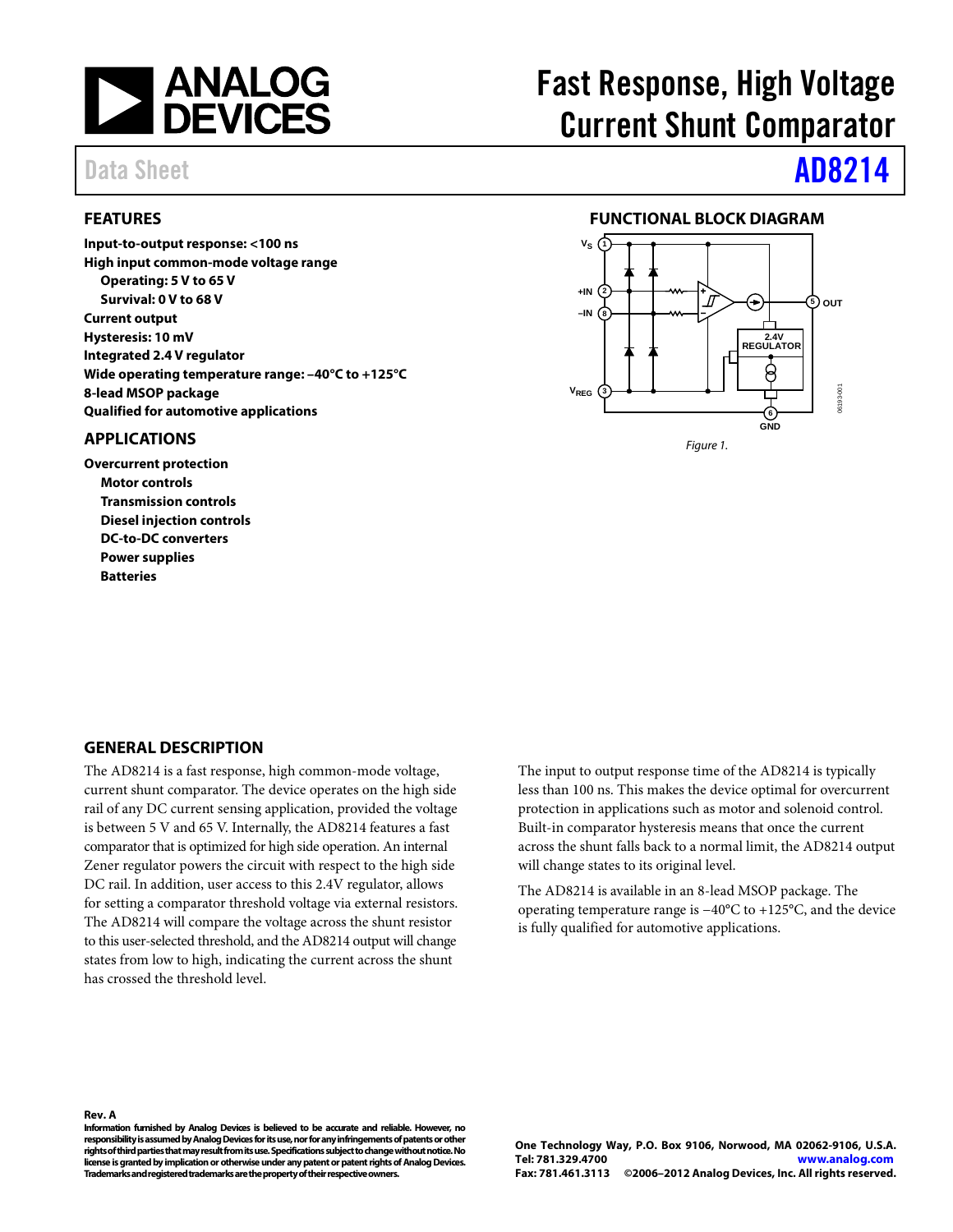# Fast Response, High Voltage Current Shunt Comparator

Data Sheet

# AD8214

## FEATURES

**Input-to-output response: <100 ns**
**High input common-mode voltage range**
- **Operating: 5 V to 65 V**
- **Survival: 0 V to 68 V**

**Current output**
**Hysteresis: 10 mV**
**Integrated 2.4 V regulator**
**Wide operating temperature range: −40°C to +125°C**
**8-lead MSOP package**
**Qualified for automotive applications**

## APPLICATIONS

**Overcurrent protection**
- **Motor controls**
- **Transmission controls**
- **Diesel injection controls**
- **DC-to-DC converters**
- **Power supplies**
- **Batteries**

## FUNCTIONAL BLOCK DIAGRAM

*Figure 1.*

## GENERAL DESCRIPTION

The AD8214 is a fast response, high common-mode voltage, current shunt comparator. The device operates on the high side rail of any DC current sensing application, provided the voltage is between 5 V and 65 V. Internally, the AD8214 features a fast comparator that is optimized for high side operation. An internal Zener regulator powers the circuit with respect to the high side DC rail. In addition, user access to this 2.4V regulator, allows for setting a comparator threshold voltage via external resistors. The AD8214 will compare the voltage across the shunt resistor to this user-selected threshold, and the AD8214 output will change states from low to high, indicating the current across the shunt has crossed the threshold level.

The input to output response time of the AD8214 is typically less than 100 ns. This makes the device optimal for overcurrent protection in applications such as motor and solenoid control. Built-in comparator hysteresis means that once the current across the shunt falls back to a normal limit, the AD8214 output will change states to its original level.

The AD8214 is available in an 8-lead MSOP package. The operating temperature range is −40°C to +125°C, and the device is fully qualified for automotive applications.

**Rev. A**
**Information furnished by Analog Devices is believed to be accurate and reliable. However, no responsibility is assumed by Analog Devices for its use, nor for any infringements of patents or other rights of third parties that may result from its use. Specifications subject to change without notice. No license is granted by implication or otherwise under any patent or patent rights of Analog Devices. Trademarks and registered trademarks are the property of their respective owners.**

**One Technology Way, P.O. Box 9106, Norwood, MA 02062-9106, U.S.A.**
**Tel: 781.329.4700 www.analog.com**
**Fax: 781.461.3113 ©2006–2012 Analog Devices, Inc. All rights reserved.**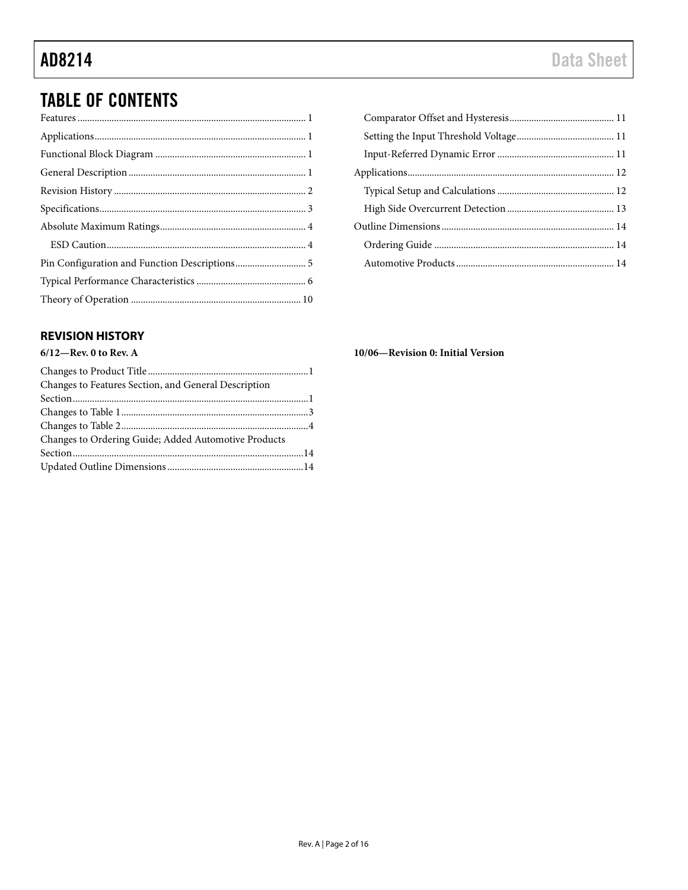## TABLE OF CONTENTS

Features ... 1
Applications ... 1
Functional Block Diagram ... 1
General Description ... 1
Revision History ... 2
Specifications ... 3
Absolute Maximum Ratings ... 4
  ESD Caution ... 4
Pin Configuration and Function Descriptions ... 5
Typical Performance Characteristics ... 6
Theory of Operation ... 10
  Comparator Offset and Hysteresis ... 11
  Setting the Input Threshold Voltage ... 11
  Input-Referred Dynamic Error ... 11
Applications ... 12
  Typical Setup and Calculations ... 12
  High Side Overcurrent Detection ... 13
Outline Dimensions ... 14
  Ordering Guide ... 14
  Automotive Products ... 14

### REVISION HISTORY

**6/12—Rev. 0 to Rev. A**

Changes to Product Title ... 1
Changes to Features Section, and General Description Section ... 1
Changes to Table 1 ... 3
Changes to Table 2 ... 4
Changes to Ordering Guide; Added Automotive Products Section ... 14
Updated Outline Dimensions ... 14

**10/06—Revision 0: Initial Version**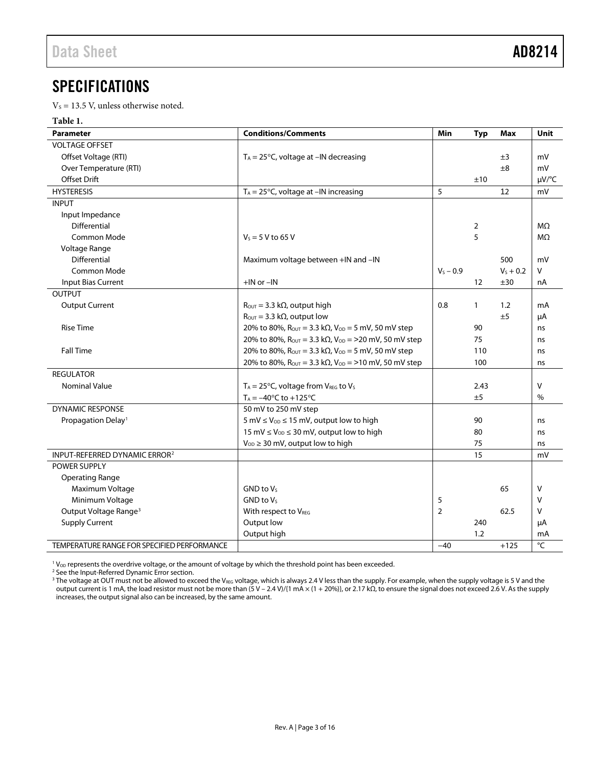## SPECIFICATIONS

$V_S$ = 13.5 V, unless otherwise noted.

**Table 1.**

| Parameter | Conditions/Comments | Min | Typ | Max | Unit |
|---|---|---|---|---|---|
| VOLTAGE OFFSET | | | | | |
| Offset Voltage (RTI) | $T_A$ = 25°C, voltage at −IN decreasing | | | ±3 | mV |
| Over Temperature (RTI) | | | | ±8 | mV |
| Offset Drift | | | ±10 | | μV/°C |
| HYSTERESIS | $T_A$ = 25°C, voltage at −IN increasing | 5 | | 12 | mV |
| INPUT | | | | | |
| Input Impedance | | | | | |
| Differential | | | 2 | | MΩ |
| Common Mode | $V_S$ = 5 V to 65 V | | 5 | | MΩ |
| Voltage Range | | | | | |
| Differential | Maximum voltage between +IN and −IN | | | 500 | mV |
| Common Mode | | $V_S$ − 0.9 | | $V_S$ + 0.2 | V |
| Input Bias Current | +IN or −IN | | 12 | ±30 | nA |
| OUTPUT | | | | | |
| Output Current | $R_{OUT}$ = 3.3 kΩ, output high | 0.8 | 1 | 1.2 | mA |
| | $R_{OUT}$ = 3.3 kΩ, output low | | | ±5 | μA |
| Rise Time | 20% to 80%, $R_{OUT}$ = 3.3 kΩ, $V_{OD}$ = 5 mV, 50 mV step | | 90 | | ns |
| | 20% to 80%, $R_{OUT}$ = 3.3 kΩ, $V_{OD}$ = >20 mV, 50 mV step | | 75 | | ns |
| Fall Time | 20% to 80%, $R_{OUT}$ = 3.3 kΩ, $V_{OD}$ = 5 mV, 50 mV step | | 110 | | ns |
| | 20% to 80%, $R_{OUT}$ = 3.3 kΩ, $V_{OD}$ = >10 mV, 50 mV step | | 100 | | ns |
| REGULATOR | | | | | |
| Nominal Value | $T_A$ = 25°C, voltage from $V_{REG}$ to $V_S$ | | 2.43 | | V |
| | $T_A$ = −40°C to +125°C | | ±5 | | % |
| DYNAMIC RESPONSE | 50 mV to 250 mV step | | | | |
| Propagation Delay[1] | 5 mV ≤ $V_{OD}$ ≤ 15 mV, output low to high | | 90 | | ns |
| | 15 mV ≤ $V_{OD}$ ≤ 30 mV, output low to high | | 80 | | ns |
| | $V_{OD}$ ≥ 30 mV, output low to high | | 75 | | ns |
| INPUT-REFERRED DYNAMIC ERROR[2] | | | 15 | | mV |
| POWER SUPPLY | | | | | |
| Operating Range | | | | | |
| Maximum Voltage | GND to $V_S$ | | | 65 | V |
| Minimum Voltage | GND to $V_S$ | 5 | | | V |
| Output Voltage Range[3] | With respect to $V_{REG}$ | 2 | | 62.5 | V |
| Supply Current | Output low | | 240 | | μA |
| | Output high | | 1.2 | | mA |
| TEMPERATURE RANGE FOR SPECIFIED PERFORMANCE | | −40 | | +125 | °C |

[1] $V_{OD}$ represents the overdrive voltage, or the amount of voltage by which the threshold point has been exceeded.

[2] See the Input-Referred Dynamic Error section.

[3] The voltage at OUT must not be allowed to exceed the $V_{REG}$ voltage, which is always 2.4 V less than the supply. For example, when the supply voltage is 5 V and the output current is 1 mA, the load resistor must not be more than (5 V − 2.4 V)/{1 mA × (1 + 20%)}, or 2.17 kΩ, to ensure the signal does not exceed 2.6 V. As the supply increases, the output signal also can be increased, by the same amount.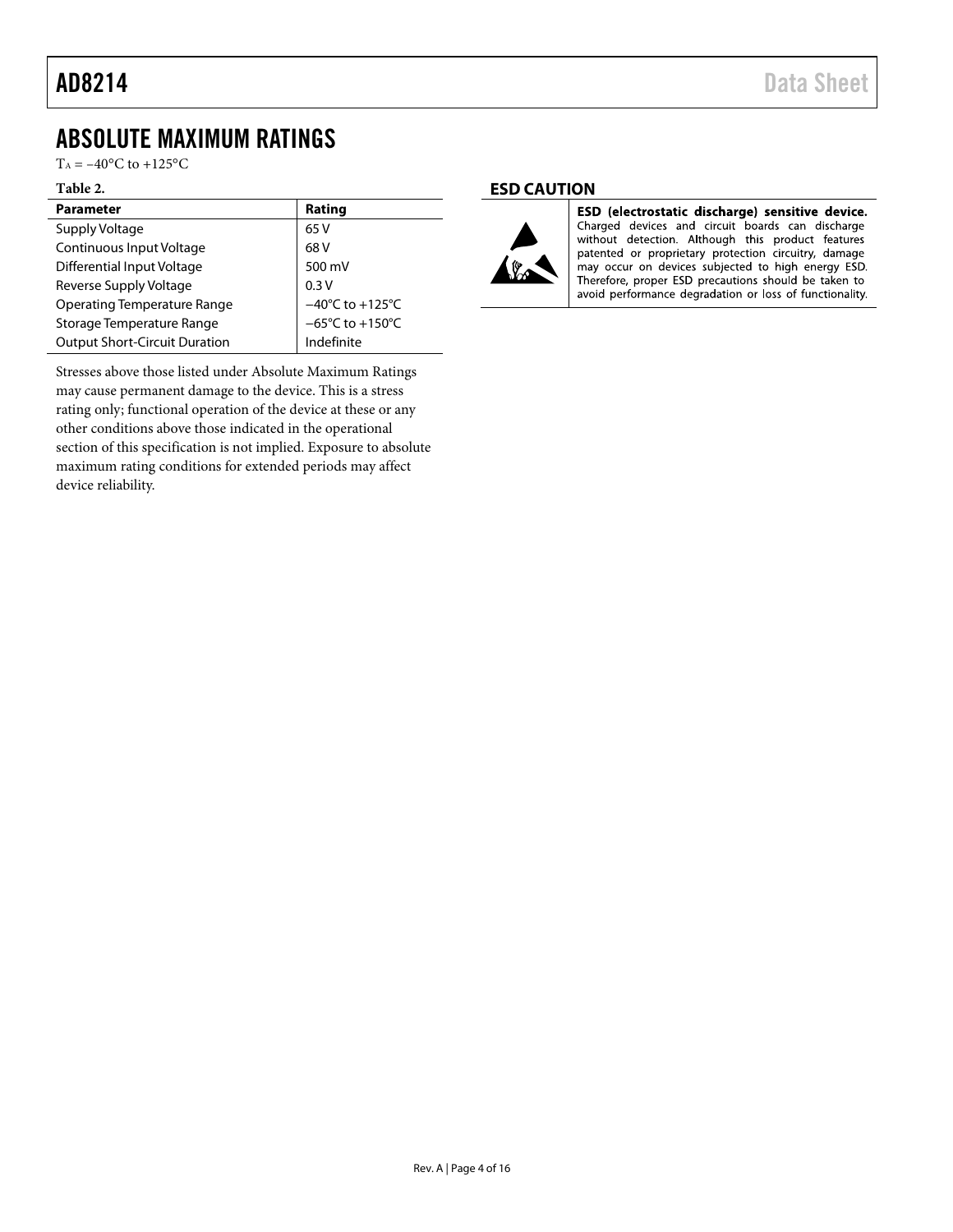# ABSOLUTE MAXIMUM RATINGS

$T_A$ = −40°C to +125°C

**Table 2.**

| Parameter | Rating |
|---|---|
| Supply Voltage | 65 V |
| Continuous Input Voltage | 68 V |
| Differential Input Voltage | 500 mV |
| Reverse Supply Voltage | 0.3 V |
| Operating Temperature Range | −40°C to +125°C |
| Storage Temperature Range | −65°C to +150°C |
| Output Short-Circuit Duration | Indefinite |

Stresses above those listed under Absolute Maximum Ratings may cause permanent damage to the device. This is a stress rating only; functional operation of the device at these or any other conditions above those indicated in the operational section of this specification is not implied. Exposure to absolute maximum rating conditions for extended periods may affect device reliability.

## ESD CAUTION

**ESD (electrostatic discharge) sensitive device.** Charged devices and circuit boards can discharge without detection. Although this product features patented or proprietary protection circuitry, damage may occur on devices subjected to high energy ESD. Therefore, proper ESD precautions should be taken to avoid performance degradation or loss of functionality.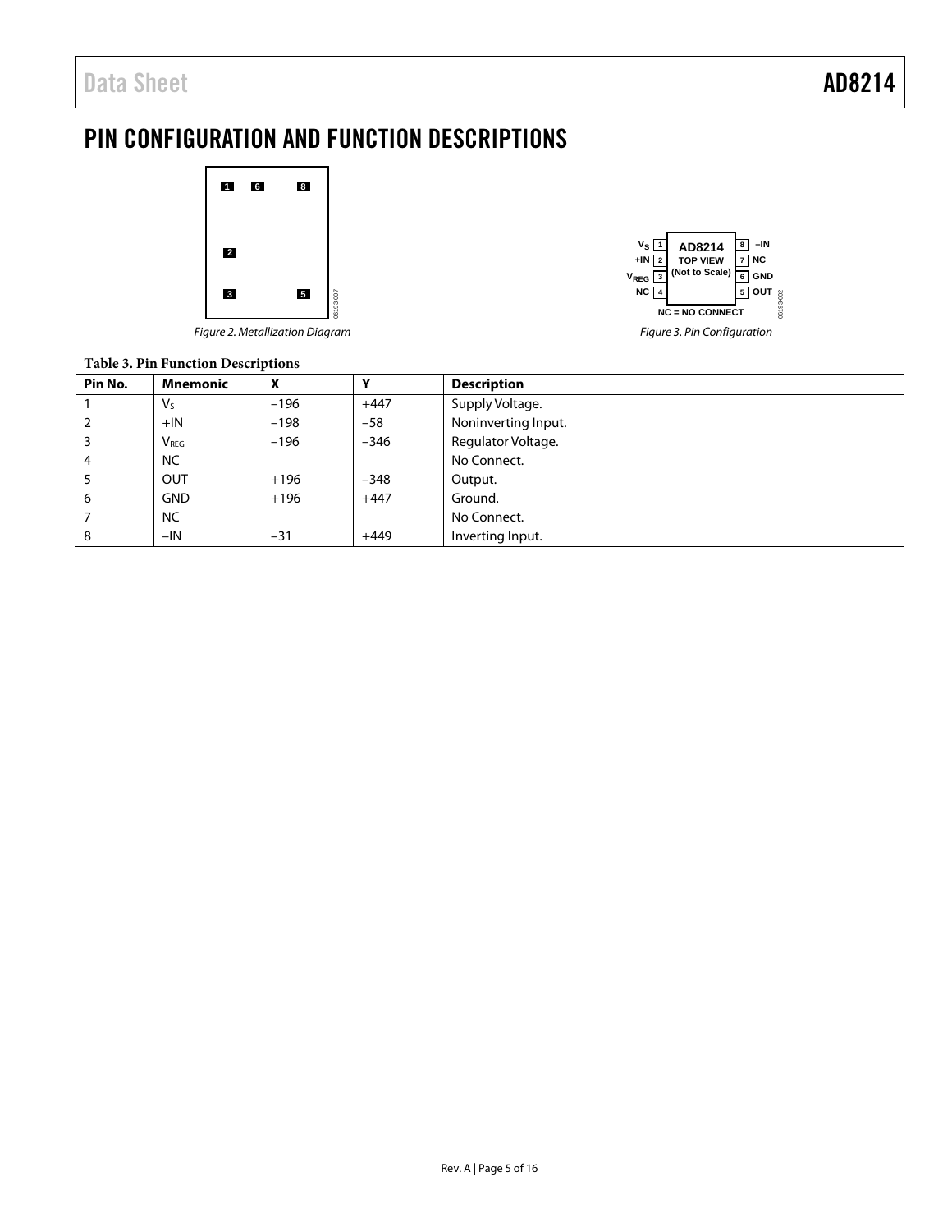# PIN CONFIGURATION AND FUNCTION DESCRIPTIONS

*Figure 2. Metallization Diagram*

*Figure 3. Pin Configuration*

**Table 3. Pin Function Descriptions**

| Pin No. | Mnemonic | X | Y | Description |
|---|---|---|---|---|
| 1 | $V_S$ | −196 | +447 | Supply Voltage. |
| 2 | +IN | −198 | −58 | Noninverting Input. |
| 3 | $V_{REG}$ | −196 | −346 | Regulator Voltage. |
| 4 | NC | | | No Connect. |
| 5 | OUT | +196 | −348 | Output. |
| 6 | GND | +196 | +447 | Ground. |
| 7 | NC | | | No Connect. |
| 8 | −IN | −31 | +449 | Inverting Input. |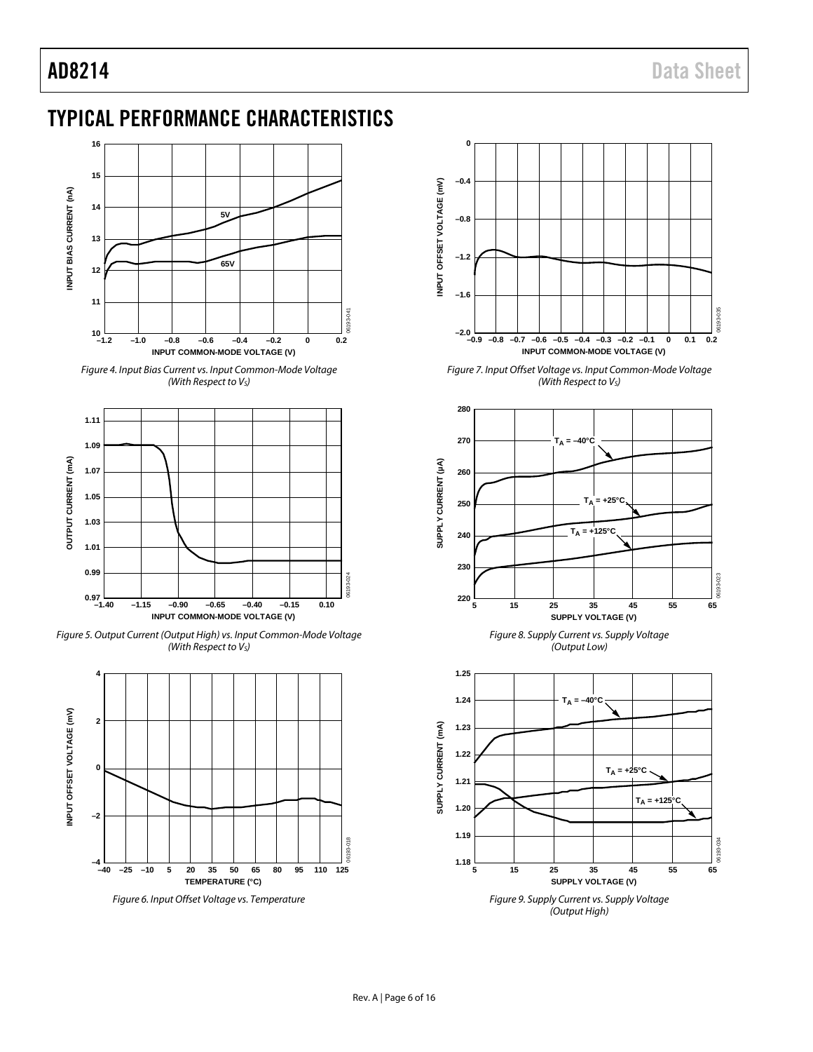# TYPICAL PERFORMANCE CHARACTERISTICS

*Figure 4. Input Bias Current vs. Input Common-Mode Voltage (With Respect to $V_S$)*

*Figure 5. Output Current (Output High) vs. Input Common-Mode Voltage (With Respect to $V_S$)*

*Figure 6. Input Offset Voltage vs. Temperature*

*Figure 7. Input Offset Voltage vs. Input Common-Mode Voltage (With Respect to $V_S$)*

*Figure 8. Supply Current vs. Supply Voltage (Output Low)*

*Figure 9. Supply Current vs. Supply Voltage (Output High)*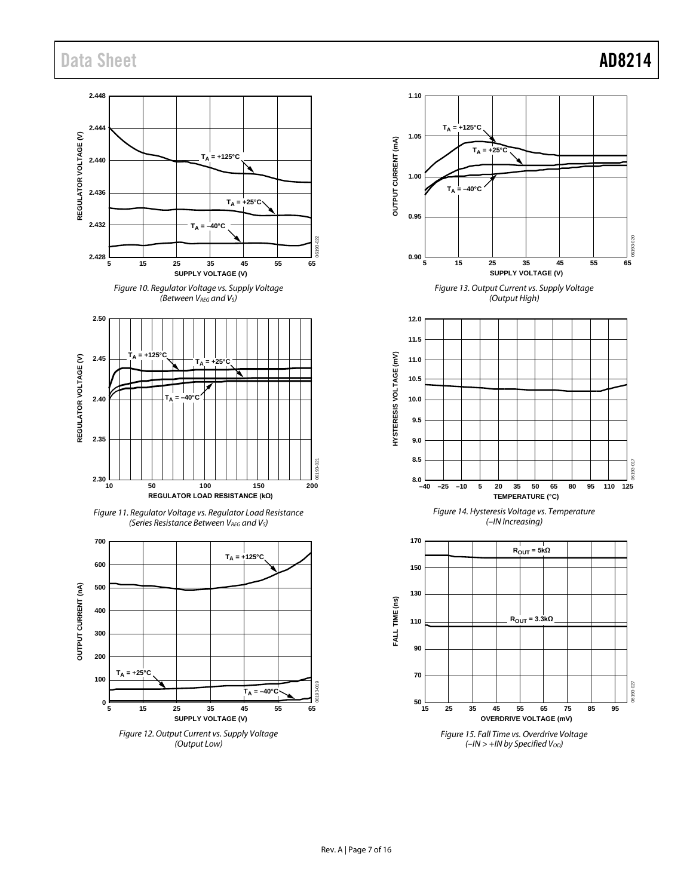Figure 10. Regulator Voltage vs. Supply Voltage (Between $V_{REG}$ and $V_S$)

Figure 11. Regulator Voltage vs. Regulator Load Resistance (Series Resistance Between $V_{REG}$ and $V_S$)

Figure 12. Output Current vs. Supply Voltage (Output Low)

Figure 13. Output Current vs. Supply Voltage (Output High)

Figure 14. Hysteresis Voltage vs. Temperature (–IN Increasing)

Figure 15. Fall Time vs. Overdrive Voltage (–IN > +IN by Specified $V_{OD}$)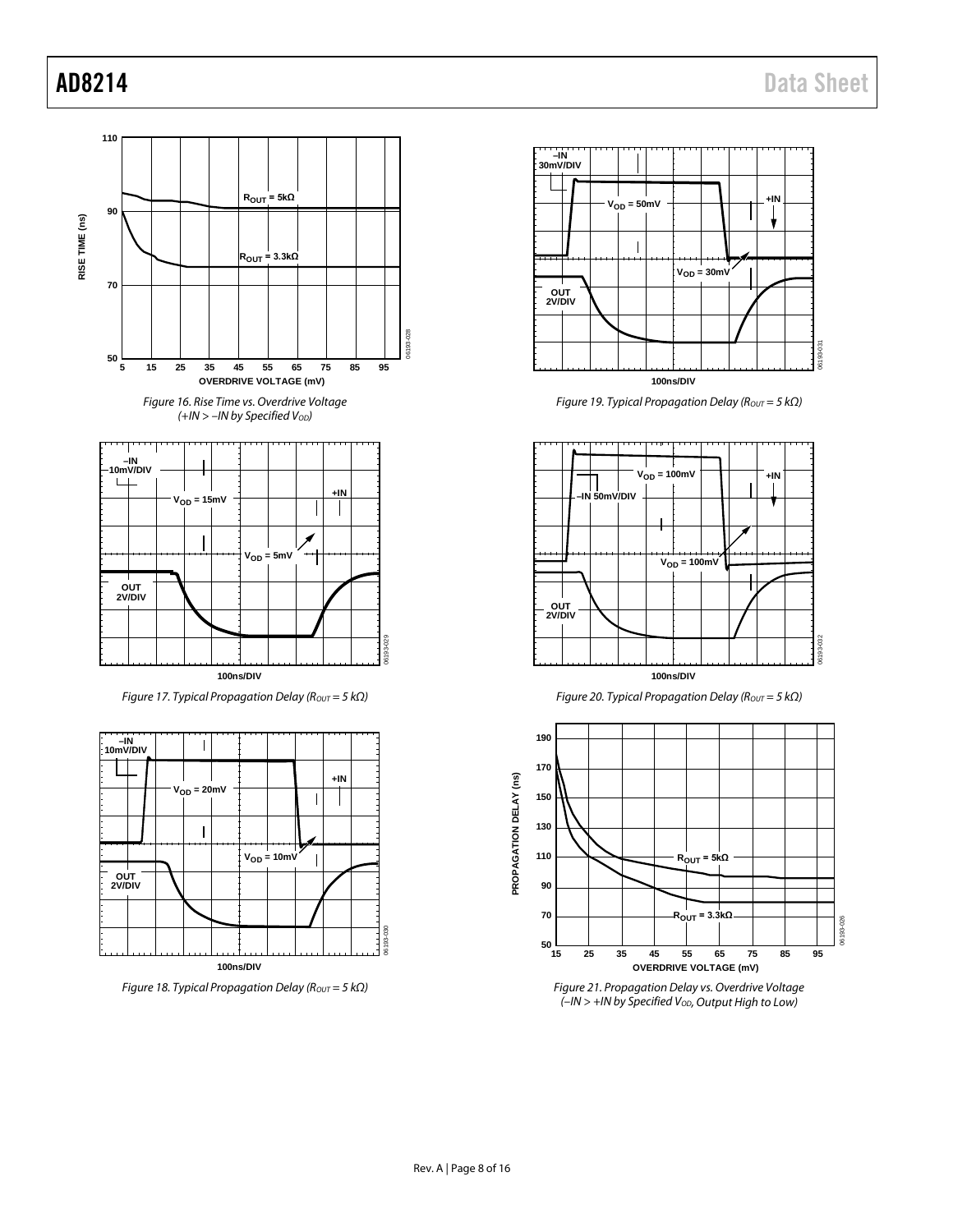Figure 16. Rise Time vs. Overdrive Voltage (+IN > −IN by Specified $V_{OD}$)

Figure 17. Typical Propagation Delay ($R_{OUT}$ = 5 kΩ)

Figure 18. Typical Propagation Delay ($R_{OUT}$ = 5 kΩ)

Figure 19. Typical Propagation Delay ($R_{OUT}$ = 5 kΩ)

Figure 20. Typical Propagation Delay ($R_{OUT}$ = 5 kΩ)

Figure 21. Propagation Delay vs. Overdrive Voltage (−IN > +IN by Specified $V_{OD}$, Output High to Low)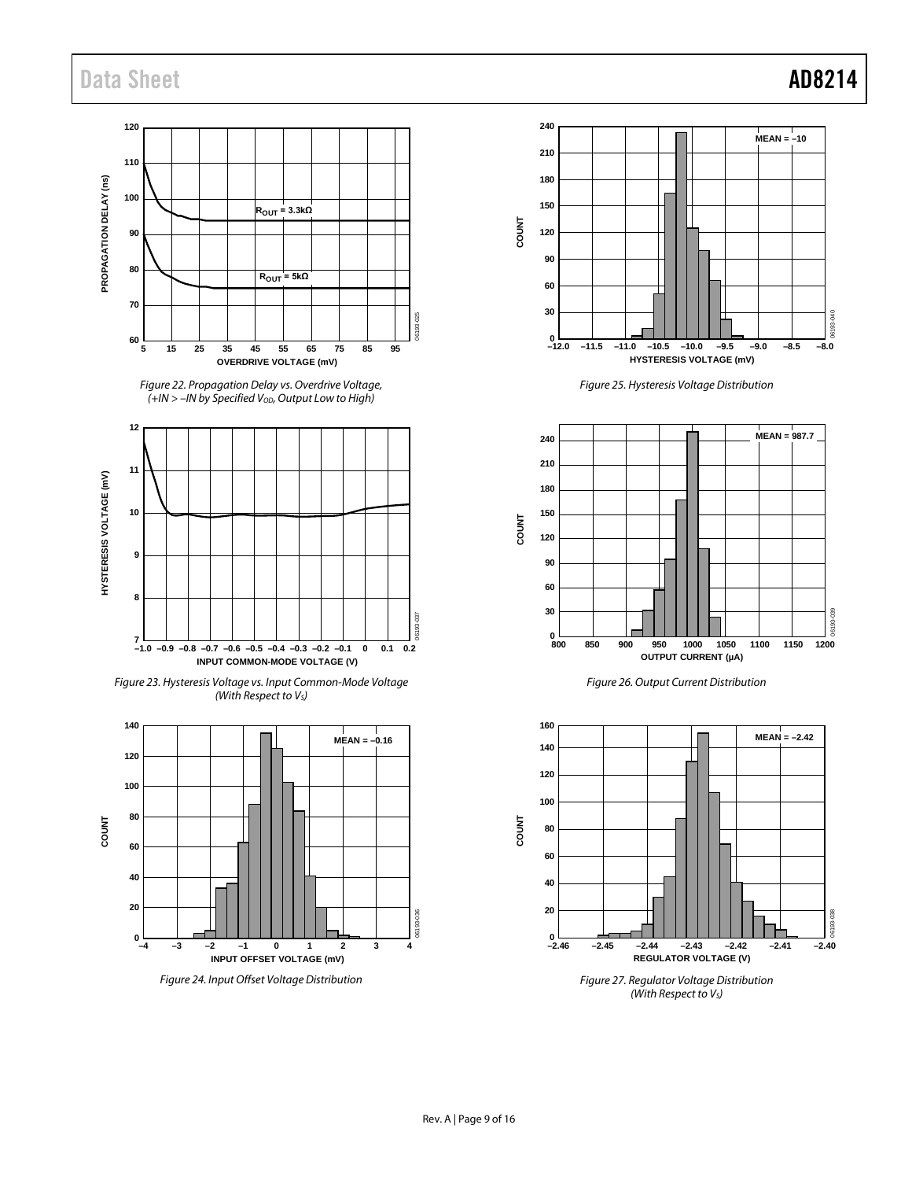Figure 22. Propagation Delay vs. Overdrive Voltage, (+IN > −IN by Specified $V_{OD}$, Output Low to High)

Figure 23. Hysteresis Voltage vs. Input Common-Mode Voltage (With Respect to $V_S$)

Figure 24. Input Offset Voltage Distribution

Figure 25. Hysteresis Voltage Distribution

Figure 26. Output Current Distribution

Figure 27. Regulator Voltage Distribution (With Respect to $V_S$)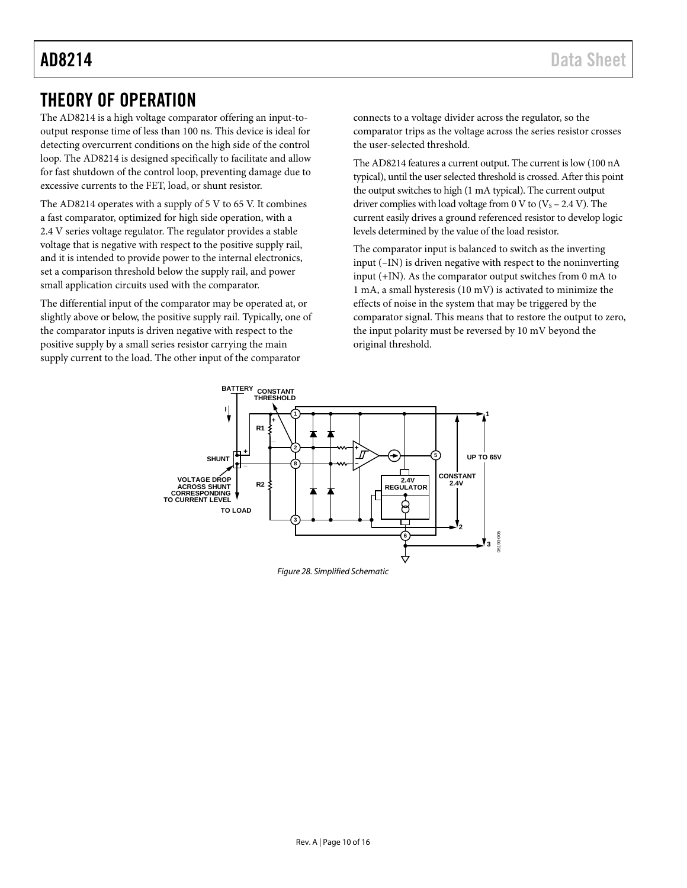# THEORY OF OPERATION

The AD8214 is a high voltage comparator offering an input-to-output response time of less than 100 ns. This device is ideal for detecting overcurrent conditions on the high side of the control loop. The AD8214 is designed specifically to facilitate and allow for fast shutdown of the control loop, preventing damage due to excessive currents to the FET, load, or shunt resistor.

The AD8214 operates with a supply of 5 V to 65 V. It combines a fast comparator, optimized for high side operation, with a 2.4 V series voltage regulator. The regulator provides a stable voltage that is negative with respect to the positive supply rail, and it is intended to provide power to the internal electronics, set a comparison threshold below the supply rail, and power small application circuits used with the comparator.

The differential input of the comparator may be operated at, or slightly above or below, the positive supply rail. Typically, one of the comparator inputs is driven negative with respect to the positive supply by a small series resistor carrying the main supply current to the load. The other input of the comparator connects to a voltage divider across the regulator, so the comparator trips as the voltage across the series resistor crosses the user-selected threshold.

The AD8214 features a current output. The current is low (100 nA typical), until the user selected threshold is crossed. After this point the output switches to high (1 mA typical). The current output driver complies with load voltage from 0 V to ($V_S$ – 2.4 V). The current easily drives a ground referenced resistor to develop logic levels determined by the value of the load resistor.

The comparator input is balanced to switch as the inverting input (–IN) is driven negative with respect to the noninverting input (+IN). As the comparator output switches from 0 mA to 1 mA, a small hysteresis (10 mV) is activated to minimize the effects of noise in the system that may be triggered by the comparator signal. This means that to restore the output to zero, the input polarity must be reversed by 10 mV beyond the original threshold.

*Figure 28. Simplified Schematic*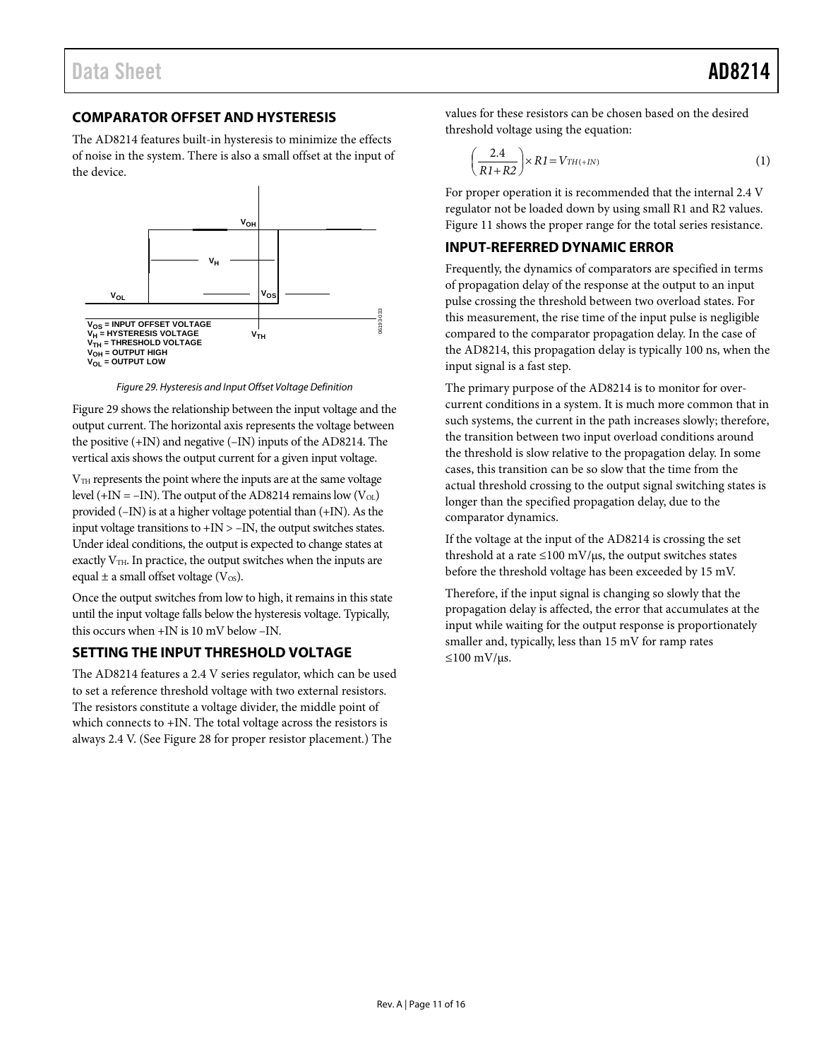## COMPARATOR OFFSET AND HYSTERESIS

The AD8214 features built-in hysteresis to minimize the effects of noise in the system. There is also a small offset at the input of the device.

$V_{OS}$ = INPUT OFFSET VOLTAGE
$V_H$ = HYSTERESIS VOLTAGE
$V_{TH}$ = THRESHOLD VOLTAGE
$V_{OH}$ = OUTPUT HIGH
$V_{OL}$ = OUTPUT LOW

*Figure 29. Hysteresis and Input Offset Voltage Definition*

Figure 29 shows the relationship between the input voltage and the output current. The horizontal axis represents the voltage between the positive (+IN) and negative (−IN) inputs of the AD8214. The vertical axis shows the output current for a given input voltage.

$V_{TH}$ represents the point where the inputs are at the same voltage level (+IN = −IN). The output of the AD8214 remains low ($V_{OL}$) provided (−IN) is at a higher voltage potential than (+IN). As the input voltage transitions to +IN > −IN, the output switches states. Under ideal conditions, the output is expected to change states at exactly $V_{TH}$. In practice, the output switches when the inputs are equal ± a small offset voltage ($V_{OS}$).

Once the output switches from low to high, it remains in this state until the input voltage falls below the hysteresis voltage. Typically, this occurs when +IN is 10 mV below −IN.

## SETTING THE INPUT THRESHOLD VOLTAGE

The AD8214 features a 2.4 V series regulator, which can be used to set a reference threshold voltage with two external resistors. The resistors constitute a voltage divider, the middle point of which connects to +IN. The total voltage across the resistors is always 2.4 V. (See Figure 28 for proper resistor placement.) The values for these resistors can be chosen based on the desired threshold voltage using the equation:

$$\left(\frac{2.4}{R1+R2}\right)\times R1 = V_{TH(+IN)} \qquad (1)$$

For proper operation it is recommended that the internal 2.4 V regulator not be loaded down by using small R1 and R2 values. Figure 11 shows the proper range for the total series resistance.

## INPUT-REFERRED DYNAMIC ERROR

Frequently, the dynamics of comparators are specified in terms of propagation delay of the response at the output to an input pulse crossing the threshold between two overload states. For this measurement, the rise time of the input pulse is negligible compared to the comparator propagation delay. In the case of the AD8214, this propagation delay is typically 100 ns, when the input signal is a fast step.

The primary purpose of the AD8214 is to monitor for over-current conditions in a system. It is much more common that in such systems, the current in the path increases slowly; therefore, the transition between two input overload conditions around the threshold is slow relative to the propagation delay. In some cases, this transition can be so slow that the time from the actual threshold crossing to the output signal switching states is longer than the specified propagation delay, due to the comparator dynamics.

If the voltage at the input of the AD8214 is crossing the set threshold at a rate ≤100 mV/μs, the output switches states before the threshold voltage has been exceeded by 15 mV.

Therefore, if the input signal is changing so slowly that the propagation delay is affected, the error that accumulates at the input while waiting for the output response is proportionately smaller and, typically, less than 15 mV for ramp rates ≤100 mV/μs.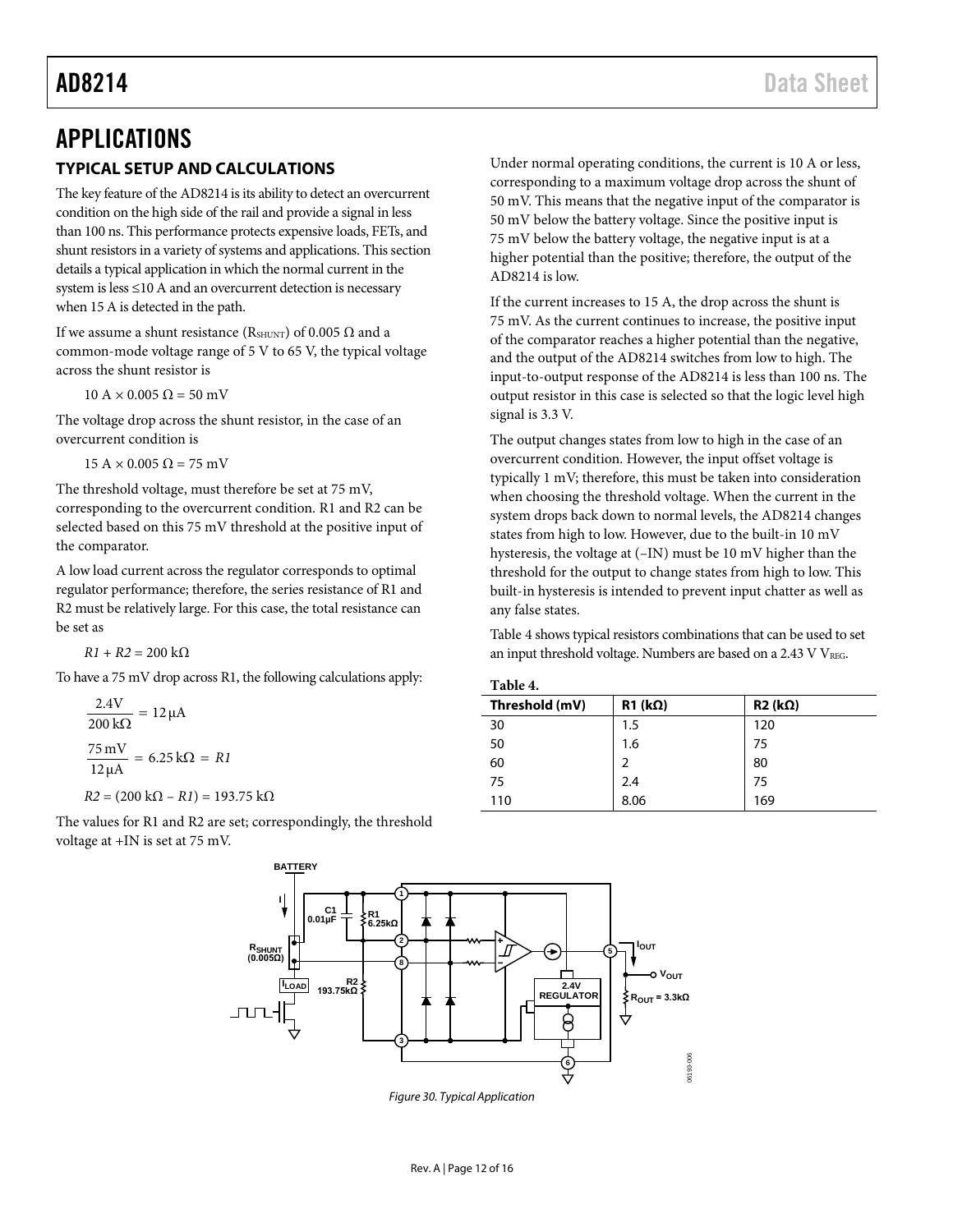# APPLICATIONS

## TYPICAL SETUP AND CALCULATIONS

The key feature of the AD8214 is its ability to detect an overcurrent condition on the high side of the rail and provide a signal in less than 100 ns. This performance protects expensive loads, FETs, and shunt resistors in a variety of systems and applications. This section details a typical application in which the normal current in the system is less ≤10 A and an overcurrent detection is necessary when 15 A is detected in the path.

If we assume a shunt resistance ($R_{SHUNT}$) of 0.005 Ω and a common-mode voltage range of 5 V to 65 V, the typical voltage across the shunt resistor is

$$10\text{ A} \times 0.005\ \Omega = 50\text{ mV}$$

The voltage drop across the shunt resistor, in the case of an overcurrent condition is

$$15\text{ A} \times 0.005\ \Omega = 75\text{ mV}$$

The threshold voltage, must therefore be set at 75 mV, corresponding to the overcurrent condition. R1 and R2 can be selected based on this 75 mV threshold at the positive input of the comparator.

A low load current across the regulator corresponds to optimal regulator performance; therefore, the series resistance of R1 and R2 must be relatively large. For this case, the total resistance can be set as

$$R1 + R2 = 200\text{ k}\Omega$$

To have a 75 mV drop across R1, the following calculations apply:

$$\frac{2.4\text{V}}{200\text{ k}\Omega} = 12\,\mu\text{A}$$

$$\frac{75\text{ mV}}{12\,\mu\text{A}} = 6.25\text{ k}\Omega = R1$$

$$R2 = (200\text{ k}\Omega - R1) = 193.75\text{ k}\Omega$$

The values for R1 and R2 are set; correspondingly, the threshold voltage at +IN is set at 75 mV.

Under normal operating conditions, the current is 10 A or less, corresponding to a maximum voltage drop across the shunt of 50 mV. This means that the negative input of the comparator is 50 mV below the battery voltage. Since the positive input is 75 mV below the battery voltage, the negative input is at a higher potential than the positive; therefore, the output of the AD8214 is low.

If the current increases to 15 A, the drop across the shunt is 75 mV. As the current continues to increase, the positive input of the comparator reaches a higher potential than the negative, and the output of the AD8214 switches from low to high. The input-to-output response of the AD8214 is less than 100 ns. The output resistor in this case is selected so that the logic level high signal is 3.3 V.

The output changes states from low to high in the case of an overcurrent condition. However, the input offset voltage is typically 1 mV; therefore, this must be taken into consideration when choosing the threshold voltage. When the current in the system drops back down to normal levels, the AD8214 changes states from high to low. However, due to the built-in 10 mV hysteresis, the voltage at (−IN) must be 10 mV higher than the threshold for the output to change states from high to low. This built-in hysteresis is intended to prevent input chatter as well as any false states.

Table 4 shows typical resistors combinations that can be used to set an input threshold voltage. Numbers are based on a 2.43 V $V_{REG}$.

**Table 4.**

| Threshold (mV) | R1 (kΩ) | R2 (kΩ) |
|---|---|---|
| 30 | 1.5 | 120 |
| 50 | 1.6 | 75 |
| 60 | 2 | 80 |
| 75 | 2.4 | 75 |
| 110 | 8.06 | 169 |

*Figure 30. Typical Application*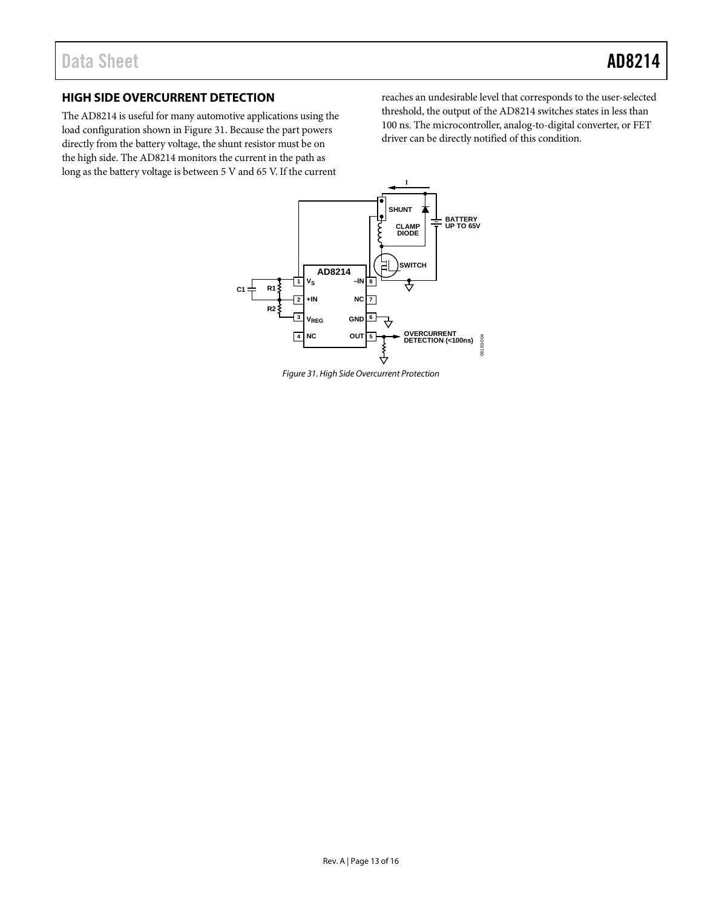## HIGH SIDE OVERCURRENT DETECTION

The AD8214 is useful for many automotive applications using the load configuration shown in Figure 31. Because the part powers directly from the battery voltage, the shunt resistor must be on the high side. The AD8214 monitors the current in the path as long as the battery voltage is between 5 V and 65 V. If the current reaches an undesirable level that corresponds to the user-selected threshold, the output of the AD8214 switches states in less than 100 ns. The microcontroller, analog-to-digital converter, or FET driver can be directly notified of this condition.

*Figure 31. High Side Overcurrent Protection*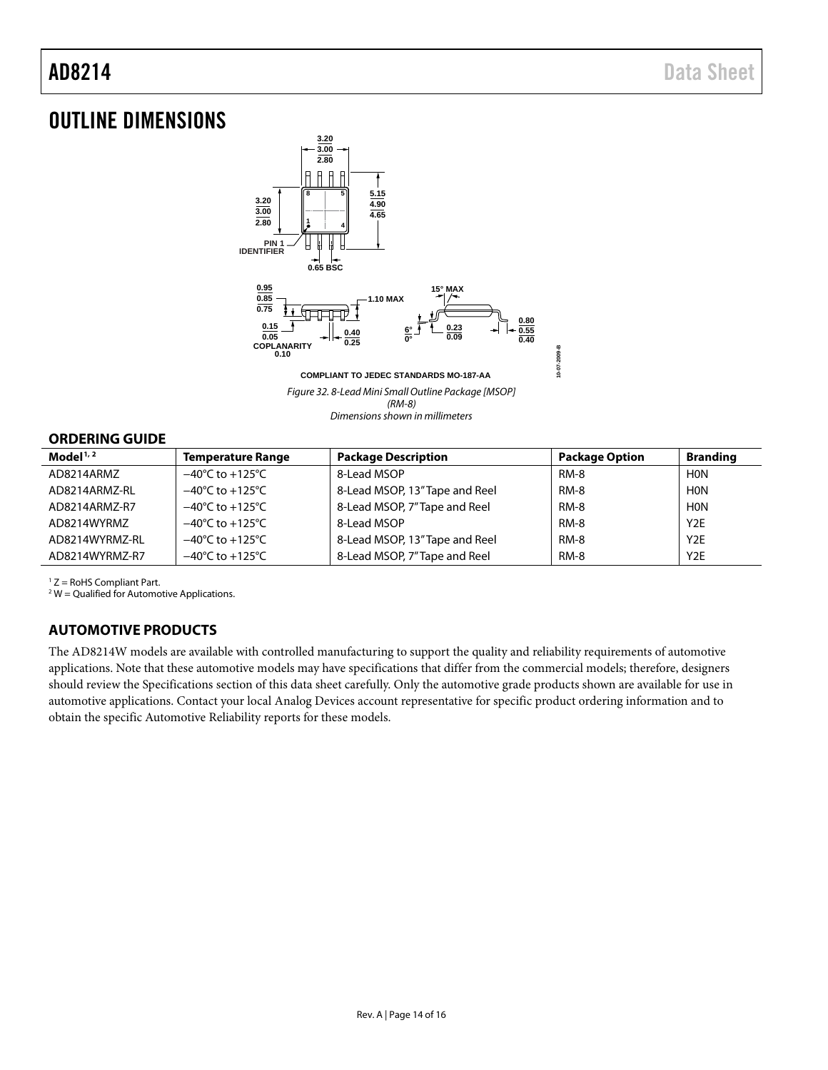# OUTLINE DIMENSIONS

COMPLIANT TO JEDEC STANDARDS MO-187-AA

*Figure 32. 8-Lead Mini Small Outline Package [MSOP] (RM-8) Dimensions shown in millimeters*

## ORDERING GUIDE

| Model[1, 2] | Temperature Range | Package Description | Package Option | Branding |
|---|---|---|---|---|
| AD8214ARMZ | −40°C to +125°C | 8-Lead MSOP | RM-8 | H0N |
| AD8214ARMZ-RL | −40°C to +125°C | 8-Lead MSOP, 13" Tape and Reel | RM-8 | H0N |
| AD8214ARMZ-R7 | −40°C to +125°C | 8-Lead MSOP, 7" Tape and Reel | RM-8 | H0N |
| AD8214WYRMZ | −40°C to +125°C | 8-Lead MSOP | RM-8 | Y2E |
| AD8214WYRMZ-RL | −40°C to +125°C | 8-Lead MSOP, 13" Tape and Reel | RM-8 | Y2E |
| AD8214WYRMZ-R7 | −40°C to +125°C | 8-Lead MSOP, 7" Tape and Reel | RM-8 | Y2E |

[1] Z = RoHS Compliant Part.
[2] W = Qualified for Automotive Applications.

## AUTOMOTIVE PRODUCTS

The AD8214W models are available with controlled manufacturing to support the quality and reliability requirements of automotive applications. Note that these automotive models may have specifications that differ from the commercial models; therefore, designers should review the Specifications section of this data sheet carefully. Only the automotive grade products shown are available for use in automotive applications. Contact your local Analog Devices account representative for specific product ordering information and to obtain the specific Automotive Reliability reports for these models.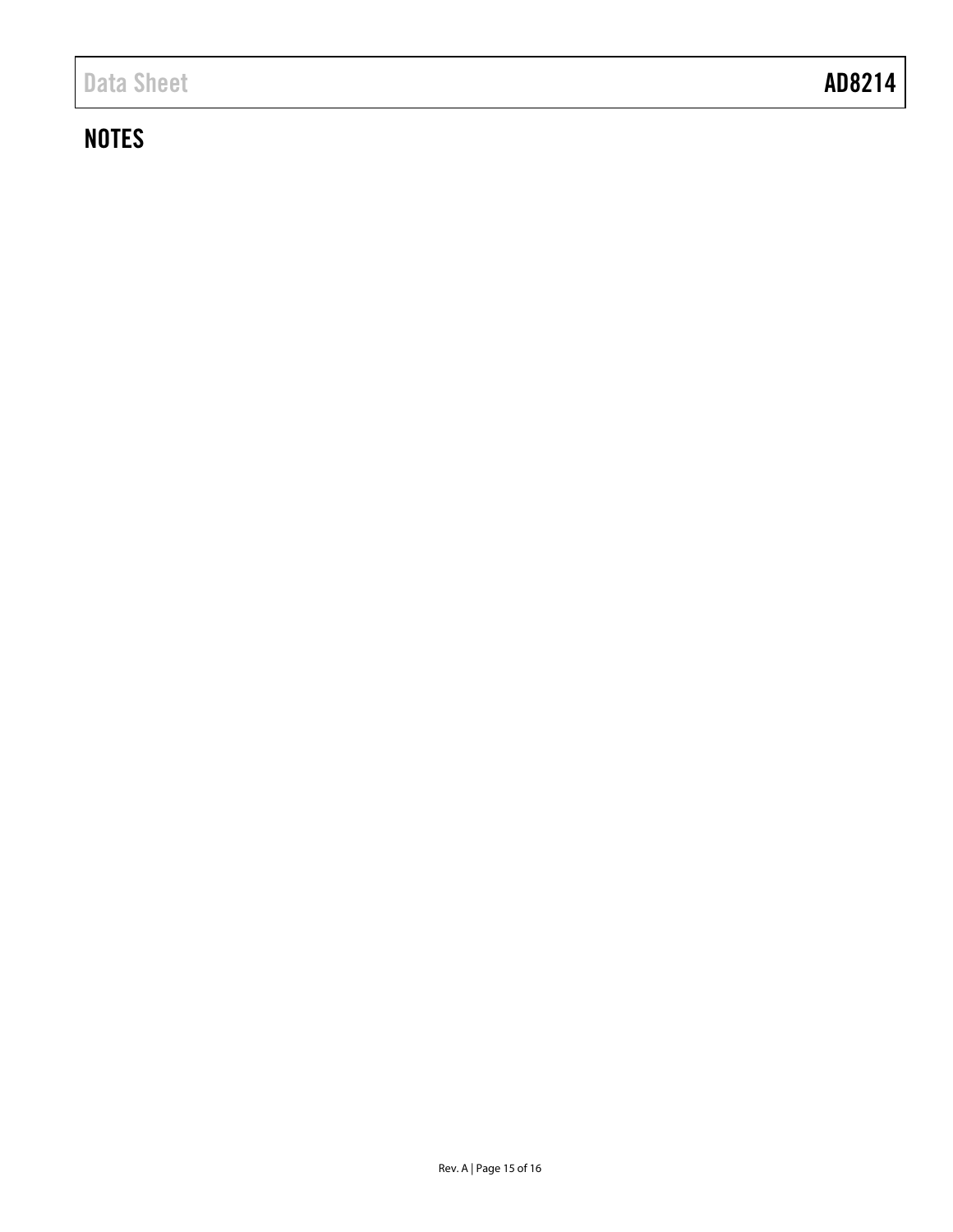## NOTES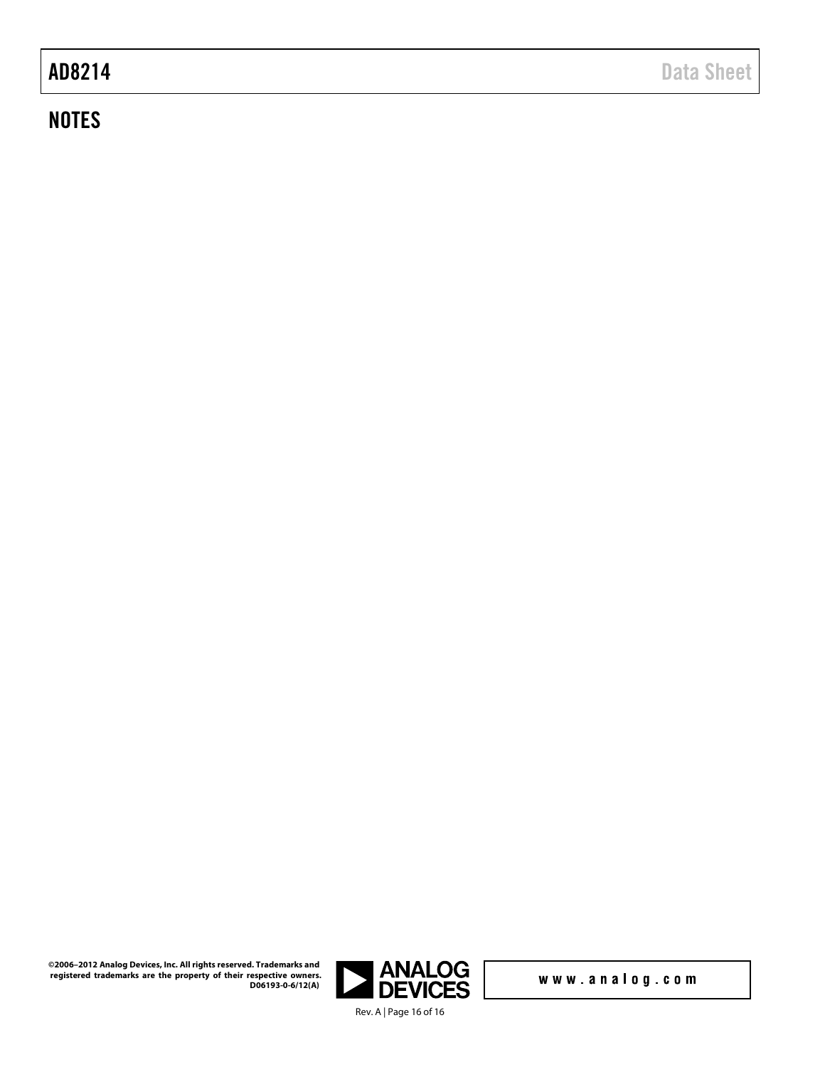# NOTES

©2006–2012 Analog Devices, Inc. All rights reserved. Trademarks and registered trademarks are the property of their respective owners.
D06193-0-6/12(A)

www.analog.com